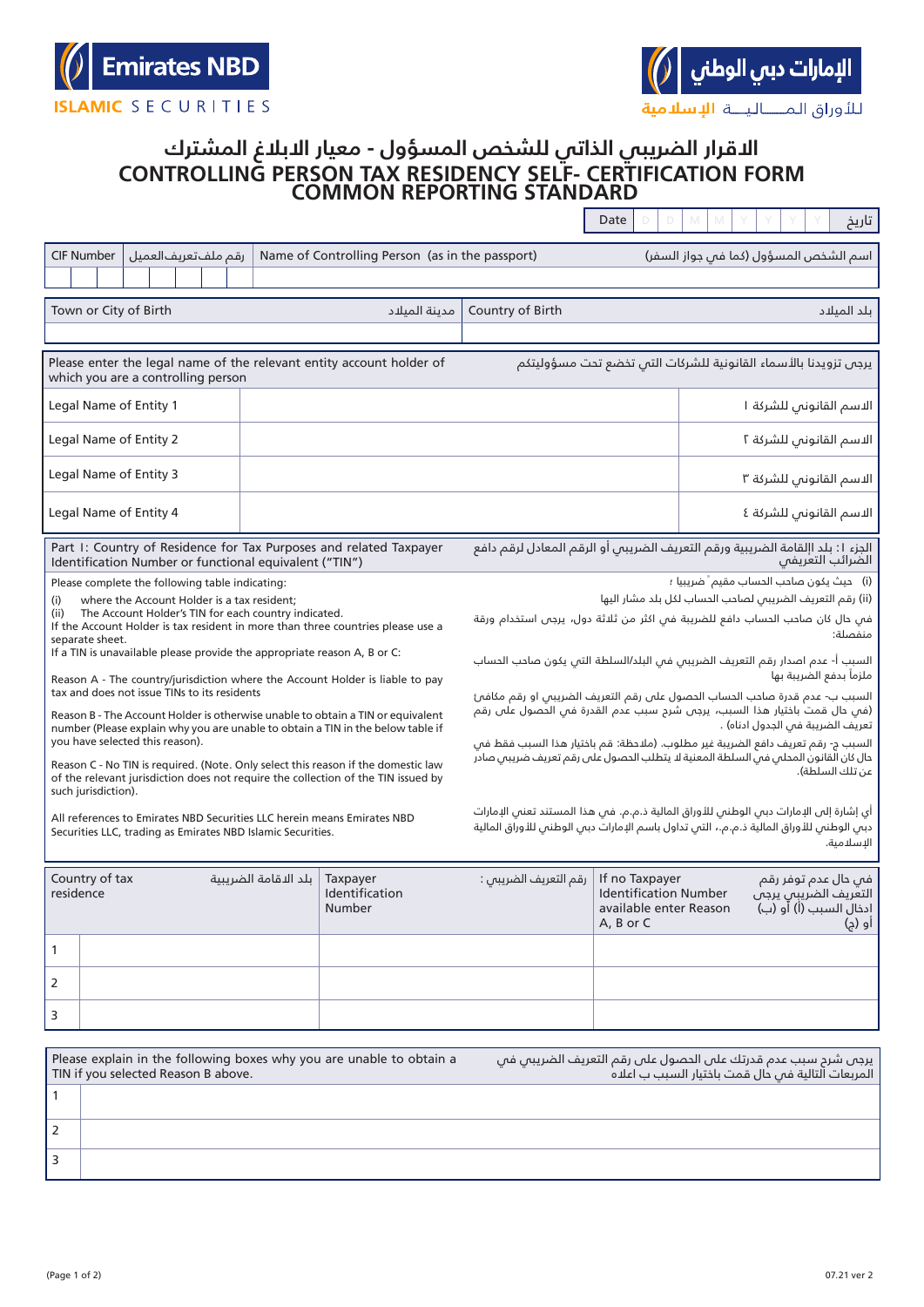Emirates NBD ISLAMIC SECURITIES

الإمارات دبي الوطني للأوراق المــاليــة الإسلامية

# الاقرار الضريبي الذاتي للشخص المسؤول - معيار الابلاغ المشترك
# CONTROLLING PERSON TAX RESIDENCY SELF- CERTIFICATION FORM COMMON REPORTING STANDARD

Date D D M M Y Y Y Y تاريخ

| CIF Number رقم ملف تعريف العميل | Name of Controlling Person (as in the passport) اسم الشخص المسؤول (كما في جواز السفر) |
|---|---|
| | |

| Town or City of Birth مدينة الميلاد | Country of Birth بلد الميلاد |
|---|---|
| | |

| Please enter the legal name of the relevant entity account holder of which you are a controlling person | | يرجى تزويدنا بالأسماء القانونية للشركات التي تخضع تحت مسؤوليتكم |
|---|---|---|
| Legal Name of Entity 1 | | الاسم القانوني للشركة ١ |
| Legal Name of Entity 2 | | الاسم القانوني للشركة ٢ |
| Legal Name of Entity 3 | | الاسم القانوني للشركة ٣ |
| Legal Name of Entity 4 | | الاسم القانوني للشركة ٤ |

## Part I: Country of Residence for Tax Purposes and related Taxpayer Identification Number or functional equivalent ("TIN")

## الجزء ١: بلد الإقامة الضريبية ورقم التعريف الضريبي أو الرقم المعادل لرقم دافع الضرائب التعريفي

Please complete the following table indicating:

(i) where the Account Holder is a tax resident;
(ii) The Account Holder's TIN for each country indicated.

If the Account Holder is tax resident in more than three countries please use a separate sheet.

If a TIN is unavailable please provide the appropriate reason A, B or C:

Reason A - The country/jurisdiction where the Account Holder is liable to pay tax and does not issue TINs to its residents

Reason B - The Account Holder is otherwise unable to obtain a TIN or equivalent number (Please explain why you are unable to obtain a TIN in the below table if you have selected this reason).

Reason C - No TIN is required. (Note. Only select this reason if the domestic law of the relevant jurisdiction does not require the collection of the TIN issued by such jurisdiction).

All references to Emirates NBD Securities LLC herein means Emirates NBD Securities LLC, trading as Emirates NBD Islamic Securities.

(i) حيث يكون صاحب الحساب مقيم ضريبيا ؛

(ii) رقم التعريف الضريبي لصاحب الحساب لكل بلد مشار اليها

في حال كان صاحب الحساب دافع للضريبة في اكثر من ثلاثة دول، يرجى استخدام ورقة منفصلة:

السبب أ- عدم اصدار رقم التعريف الضريبي في البلد/السلطة التي يكون صاحب الحساب ملزما بدفع الضريبة بها

السبب ب- عدم قدرة صاحب الحساب الحصول على رقم التعريف الضريبي او رقم مكافئ (في حال قمت باختيار هذا السبب، يرجى شرح سبب عدم القدرة في الحصول على رقم تعريف الضريبة في الجدول ادناه) .

السبب ج- رقم تعريف دافع الضريبة غير مطلوب. (ملاحظة: قم باختيار هذا السبب فقط في حال كان القانون المحلي في السلطة المعنية لا يتطلب الحصول على رقم تعريف ضريبي صادر عن تلك السلطة).

أي إشارة إلى الإمارات دبي الوطني للأوراق المالية ذ.م.م. في هذا المستند تعني الإمارات دبي الوطني للأوراق المالية ذ.م.م.، التي تداول باسم الإمارات دبي الوطني للأوراق المالية الإسلامية.

| | Country of tax residence بلد الاقامة الضريبية | Taxpayer Identification Number رقم التعريف الضريبي : | If no Taxpayer Identification Number available enter Reason A, B or C في حال عدم توفر رقم التعريف الضريبي يرجى ادخال السبب (أ) أو (ب) أو (ج) |
|---|---|---|---|
| 1 | | | |
| 2 | | | |
| 3 | | | |

| Please explain in the following boxes why you are unable to obtain a TIN if you selected Reason B above. | يرجى شرح سبب عدم قدرتك على الحصول على رقم التعريف الضريبي في المربعات التالية في حال قمت باختيار السبب ب اعلاه |
|---|---|
| 1 | |
| 2 | |
| 3 | |

07.21 ver 2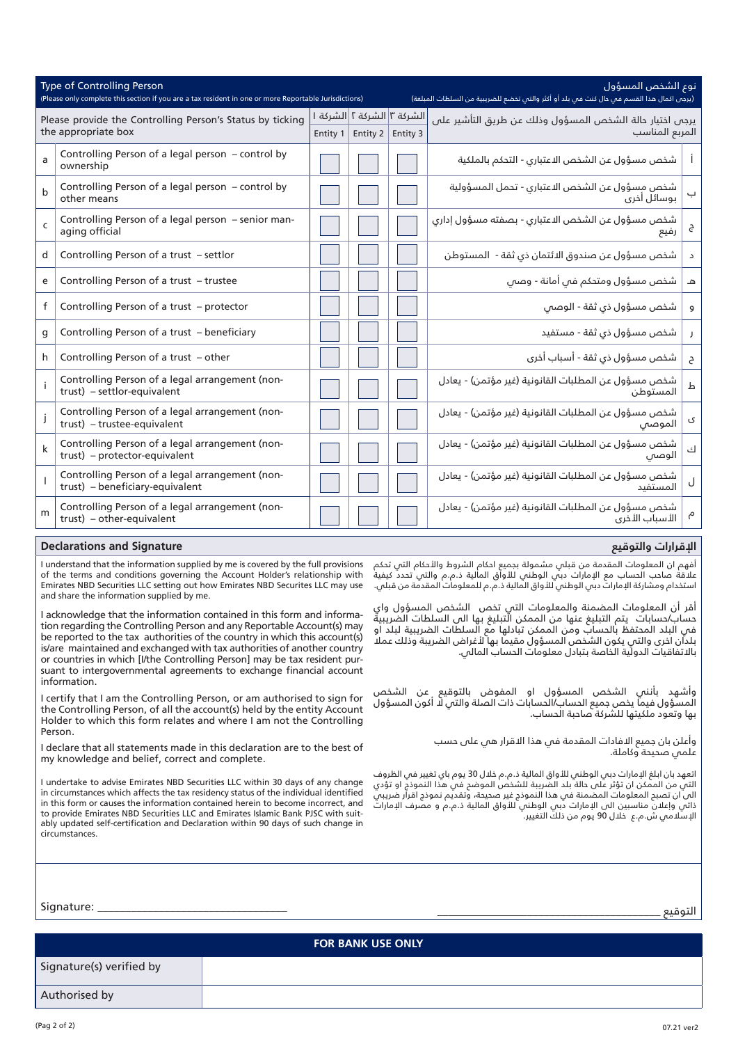## Type of Controlling Person / نوع الشخص المسؤول

(Please only complete this section if you are a tax resident in one or more Reportable Jurisdictions)

(يرجى اكمال هذا القسم في حال كنت في بلد أو أكثر والتي تخضع للضريبة من السلطات المبلغة)

| | Please provide the Controlling Person's Status by ticking the appropriate box | الشركة ١ Entity 1 | الشركة ٢ Entity 2 | الشركة ٣ Entity 3 | يرجى اختيار حالة الشخص المسؤول وذلك عن طريق التأشير على المربع المناسب | |
|---|---|---|---|---|---|---|
| a | Controlling Person of a legal person – control by ownership | | | | شخص مسؤول عن الشخص الاعتباري - التحكم بالملكية | أ |
| b | Controlling Person of a legal person – control by other means | | | | شخص مسؤول عن الشخص الاعتباري - تحمل المسؤولية بوسائل أخرى | ب |
| c | Controlling Person of a legal person – senior managing official | | | | شخص مسؤول عن الشخص الاعتباري - بصفته مسؤول إداري رفيع | ج |
| d | Controlling Person of a trust – settlor | | | | شخص مسؤول عن صندوق الائتمان ذي ثقة - المستوطن | د |
| e | Controlling Person of a trust – trustee | | | | شخص مسؤول ومتحكم في أمانة - وصي | هـ |
| f | Controlling Person of a trust – protector | | | | شخص مسؤول ذي ثقة - الوصي | و |
| g | Controlling Person of a trust – beneficiary | | | | شخص مسؤول ذي ثقة - مستفيد | ز |
| h | Controlling Person of a trust – other | | | | شخص مسؤول ذي ثقة - أسباب أخرى | ح |
| i | Controlling Person of a legal arrangement (non-trust) – settlor-equivalent | | | | شخص مسؤول عن المطلبات القانونية (غير مؤتمن) - يعادل المستوطن | ط |
| j | Controlling Person of a legal arrangement (non-trust) – trustee-equivalent | | | | شخص مسؤول عن المطلبات القانونية (غير مؤتمن) - يعادل الموصي | ى |
| k | Controlling Person of a legal arrangement (non-trust) – protector-equivalent | | | | شخص مسؤول عن المطلبات القانونية (غير مؤتمن) - يعادل الوصي | ك |
| l | Controlling Person of a legal arrangement (non-trust) – beneficiary-equivalent | | | | شخص مسؤول عن المطلبات القانونية (غير مؤتمن) - يعادل المستفيد | ل |
| m | Controlling Person of a legal arrangement (non-trust) – other-equivalent | | | | شخص مسؤول عن المطلبات القانونية (غير مؤتمن) - يعادل الأسباب الأخرى | م |

## Declarations and Signature / الإقرارات والتوقيع

I understand that the information supplied by me is covered by the full provisions of the terms and conditions governing the Account Holder's relationship with Emirates NBD Securities LLC setting out how Emirates NBD Securites LLC may use and share the information supplied by me.

أفهم ان المعلومات المقدمة من قبلي مشمولة بجميع احكام الشروط والأحكام التي تحكم علاقة صاحب الحساب مع الإمارات دبي الوطني للأوراق المالية ذ.م.م والتي تحدد كيفية استخدام ومشاركة الإمارات دبي الوطني للأوراق المالية ذ.م.م للمعلومات المقدمة من قبلي.

I acknowledge that the information contained in this form and information regarding the Controlling Person and any Reportable Account(s) may be reported to the tax authorities of the country in which this account(s) is/are maintained and exchanged with tax authorities of another country or countries in which [I/the Controlling Person] may be tax resident pursuant to intergovernmental agreements to exchange financial account information.

أقر أن المعلومات المضمنة والمعلومات التي تخص الشخص المسؤول واي حساب/حسابات يتم التبليغ عنها من الممكن التبليغ بها الى السلطات الضريبية في البلد المحتفظ بالحساب ومن الممكن تبادلها مع السلطات الضريبية لبلد او بلدان اخرى والتي يكون الشخص المسؤول مقيماً بها لأغراض الضريبة وذلك عملا بالاتفاقيات الدولية الخاصة بتبادل معلومات الحساب المالي.

I certify that I am the Controlling Person, or am authorised to sign for the Controlling Person, of all the account(s) held by the entity Account Holder to which this form relates and where I am not the Controlling Person.

وأشهد بأنني الشخص المسؤول او المفوض بالتوقيع عن الشخص المسؤول فيما يخص جميع الحساب/الحسابات ذات الصلة والتي لا أكون المسؤول بها وتعود ملكيتها للشركة صاحبة الحساب.

I declare that all statements made in this declaration are to the best of my knowledge and belief, correct and complete.

وأعلن بان جميع الافادات المقدمة في هذا الاقرار هي على حسب علمي صحيحة وكاملة.

I undertake to advise Emirates NBD Securities LLC within 30 days of any change in circumstances which affects the tax residency status of the individual identified in this form or causes the information contained herein to become incorrect, and to provide Emirates NBD Securities LLC and Emirates Islamic Bank PJSC with suitably updated self-certification and Declaration within 90 days of such change in circumstances.

اتعهد بان ابلغ الإمارات دبي الوطني للأوراق المالية ذ.م.م خلال 30 يوم باي تغيير في الظروف التي من الممكن ان تؤثر على حالة بلد الضريبة للشخص الموضح في هذا النموذج او تؤدي الى ان تصبح المعلومات المضمنة في هذا النموذج غير صحيحة، وتقديم نموذج اقرار ضريبي ذاتي وإعلان مناسبين الى الإمارات دبي الوطني للأوراق المالية ذ.م.م و مصرف الإمارات الإسلامي ش.م.ع خلال 90 يوم من ذلك التغيير.

Signature: ______________________________

التوقيع ______________________________

| FOR BANK USE ONLY | |
|---|---|
| Signature(s) verified by | |
| Authorised by | |

07.21 ver2